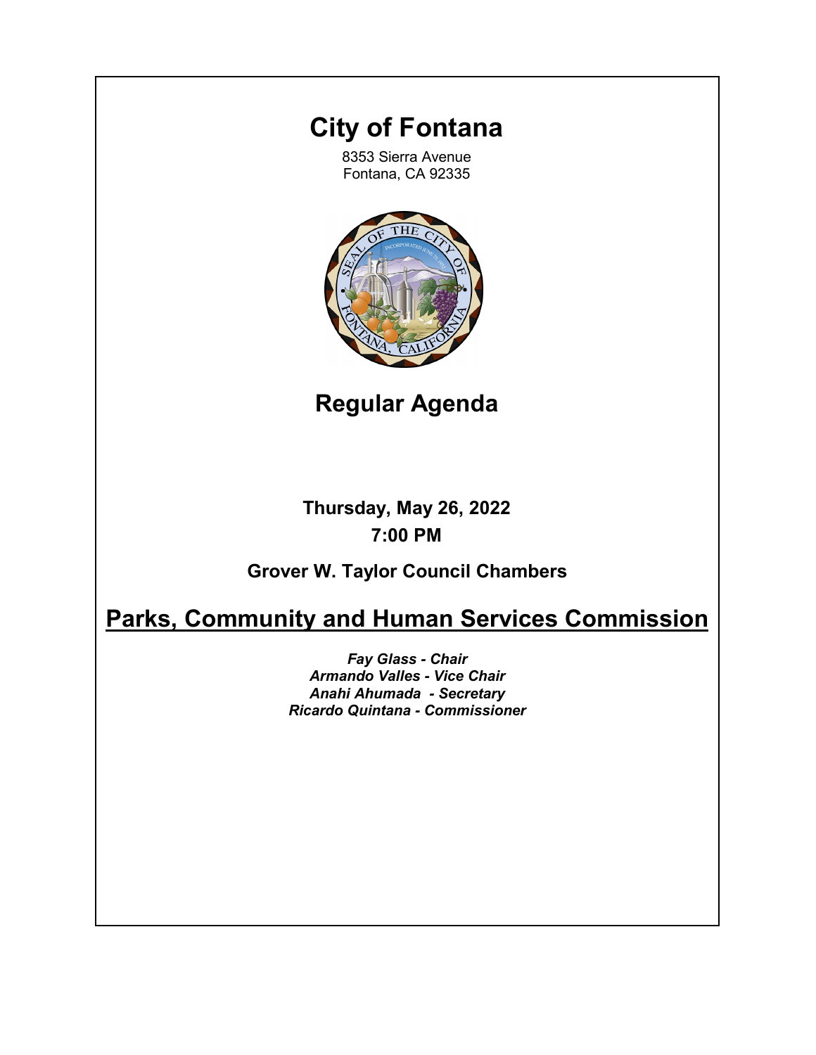# City of Fontana

8353 Sierra Avenue
Fontana, CA 92335

## Regular Agenda

**Thursday, May 26, 2022**

**7:00 PM**

**Grover W. Taylor Council Chambers**

## Parks, Community and Human Services Commission

***Fay Glass - Chair***
***Armando Valles - Vice Chair***
***Anahi Ahumada - Secretary***
***Ricardo Quintana - Commissioner***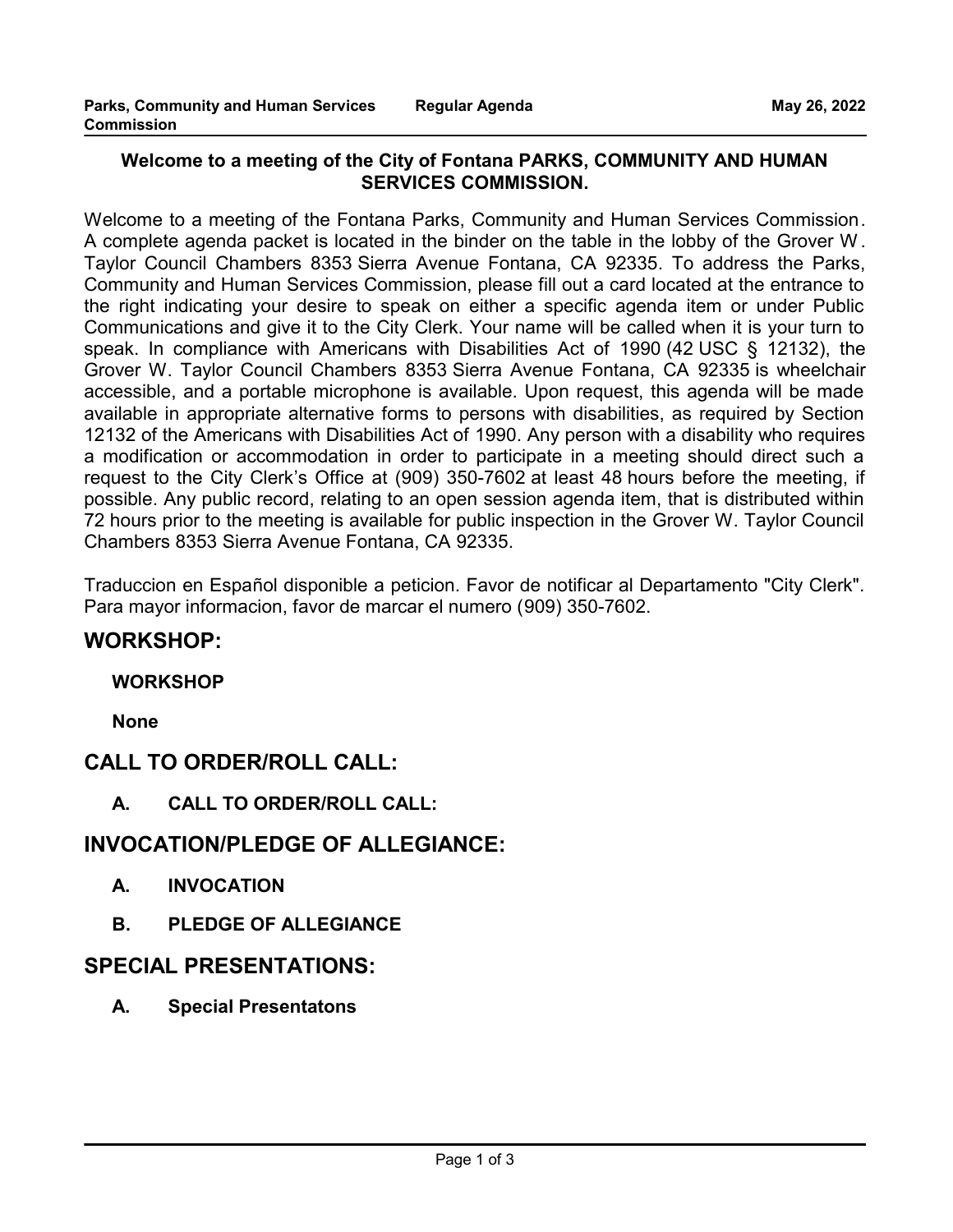### Welcome to a meeting of the City of Fontana PARKS, COMMUNITY AND HUMAN SERVICES COMMISSION.

Welcome to a meeting of the Fontana Parks, Community and Human Services Commission. A complete agenda packet is located in the binder on the table in the lobby of the Grover W. Taylor Council Chambers 8353 Sierra Avenue Fontana, CA 92335. To address the Parks, Community and Human Services Commission, please fill out a card located at the entrance to the right indicating your desire to speak on either a specific agenda item or under Public Communications and give it to the City Clerk. Your name will be called when it is your turn to speak. In compliance with Americans with Disabilities Act of 1990 (42 USC § 12132), the Grover W. Taylor Council Chambers 8353 Sierra Avenue Fontana, CA 92335 is wheelchair accessible, and a portable microphone is available. Upon request, this agenda will be made available in appropriate alternative forms to persons with disabilities, as required by Section 12132 of the Americans with Disabilities Act of 1990. Any person with a disability who requires a modification or accommodation in order to participate in a meeting should direct such a request to the City Clerk's Office at (909) 350-7602 at least 48 hours before the meeting, if possible. Any public record, relating to an open session agenda item, that is distributed within 72 hours prior to the meeting is available for public inspection in the Grover W. Taylor Council Chambers 8353 Sierra Avenue Fontana, CA 92335.

Traduccion en Español disponible a peticion. Favor de notificar al Departamento "City Clerk". Para mayor informacion, favor de marcar el numero (909) 350-7602.

## WORKSHOP:

**WORKSHOP**

**None**

## CALL TO ORDER/ROLL CALL:

**A. CALL TO ORDER/ROLL CALL:**

## INVOCATION/PLEDGE OF ALLEGIANCE:

**A. INVOCATION**

**B. PLEDGE OF ALLEGIANCE**

## SPECIAL PRESENTATIONS:

**A. Special Presentatons**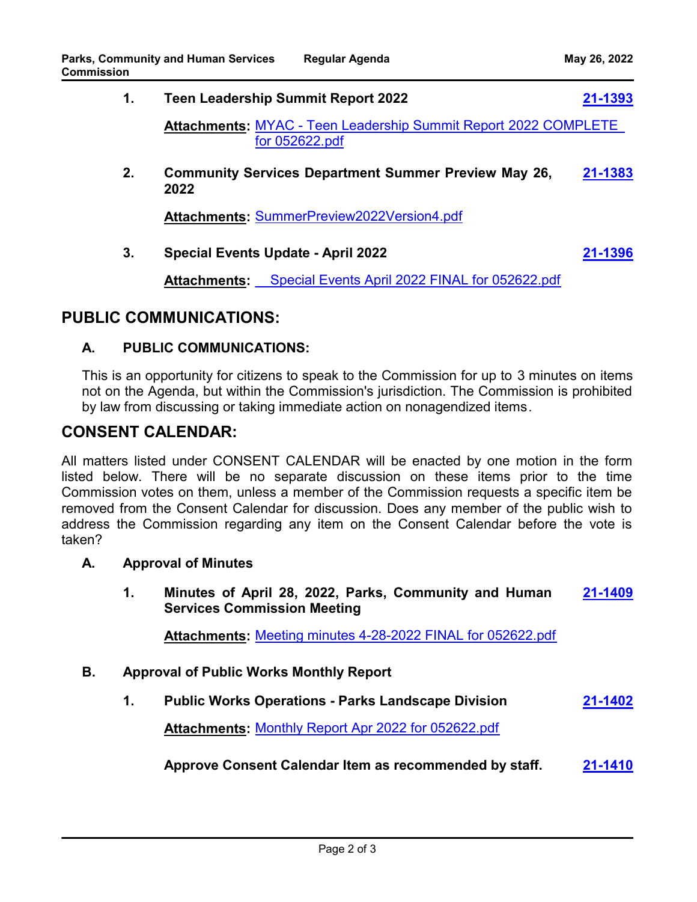1. **Teen Leadership Summit Report 2022** **21-1393**

   **Attachments:** MYAC - Teen Leadership Summit Report 2022 COMPLETE for 052622.pdf

2. **Community Services Department Summer Preview May 26, 2022** **21-1383**

   **Attachments:** SummerPreview2022Version4.pdf

3. **Special Events Update - April 2022** **21-1396**

   **Attachments:** Special Events April 2022 FINAL for 052622.pdf

## PUBLIC COMMUNICATIONS:

### A. PUBLIC COMMUNICATIONS:

This is an opportunity for citizens to speak to the Commission for up to 3 minutes on items not on the Agenda, but within the Commission's jurisdiction. The Commission is prohibited by law from discussing or taking immediate action on nonagendized items.

## CONSENT CALENDAR:

All matters listed under CONSENT CALENDAR will be enacted by one motion in the form listed below. There will be no separate discussion on these items prior to the time Commission votes on them, unless a member of the Commission requests a specific item be removed from the Consent Calendar for discussion. Does any member of the public wish to address the Commission regarding any item on the Consent Calendar before the vote is taken?

### A. Approval of Minutes

1. **Minutes of April 28, 2022, Parks, Community and Human Services Commission Meeting** **21-1409**

   **Attachments:** Meeting minutes 4-28-2022 FINAL for 052622.pdf

### B. Approval of Public Works Monthly Report

1. **Public Works Operations - Parks Landscape Division** **21-1402**

   **Attachments:** Monthly Report Apr 2022 for 052622.pdf

   **Approve Consent Calendar Item as recommended by staff.** **21-1410**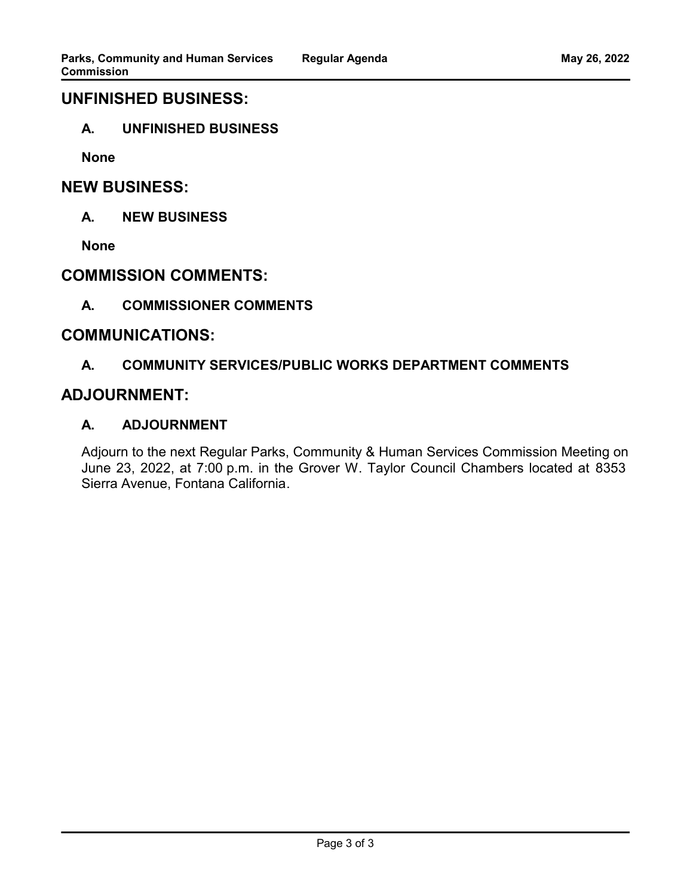## UNFINISHED BUSINESS:

### A. UNFINISHED BUSINESS

**None**

## NEW BUSINESS:

### A. NEW BUSINESS

**None**

## COMMISSION COMMENTS:

### A. COMMISSIONER COMMENTS

## COMMUNICATIONS:

### A. COMMUNITY SERVICES/PUBLIC WORKS DEPARTMENT COMMENTS

## ADJOURNMENT:

### A. ADJOURNMENT

Adjourn to the next Regular Parks, Community & Human Services Commission Meeting on June 23, 2022, at 7:00 p.m. in the Grover W. Taylor Council Chambers located at 8353 Sierra Avenue, Fontana California.